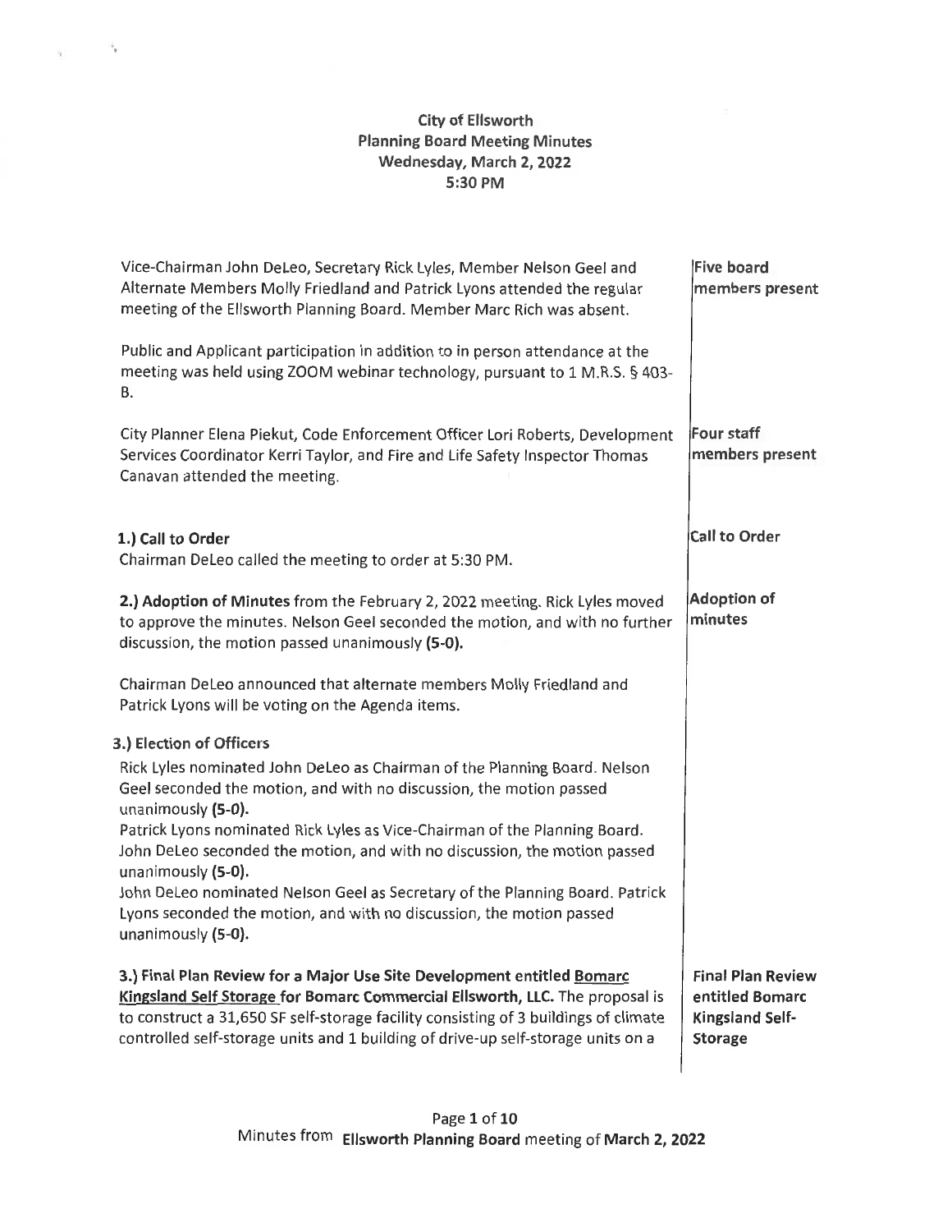**City of Ellsworth**
**Planning Board Meeting Minutes**
**Wednesday, March 2, 2022**
**5:30 PM**

**Five board members present**

Vice-Chairman John DeLeo, Secretary Rick Lyles, Member Nelson Geel and Alternate Members Molly Friedland and Patrick Lyons attended the regular meeting of the Ellsworth Planning Board. Member Marc Rich was absent.

Public and Applicant participation in addition to in person attendance at the meeting was held using ZOOM webinar technology, pursuant to 1 M.R.S. § 403-B.

**Four staff members present**

City Planner Elena Piekut, Code Enforcement Officer Lori Roberts, Development Services Coordinator Kerri Taylor, and Fire and Life Safety Inspector Thomas Canavan attended the meeting.

**Call to Order**

**1.) Call to Order**
Chairman DeLeo called the meeting to order at 5:30 PM.

**Adoption of minutes**

**2.) Adoption of Minutes** from the February 2, 2022 meeting. Rick Lyles moved to approve the minutes. Nelson Geel seconded the motion, and with no further discussion, the motion passed unanimously **(5-0).**

Chairman DeLeo announced that alternate members Molly Friedland and Patrick Lyons will be voting on the Agenda items.

**3.) Election of Officers**

Rick Lyles nominated John DeLeo as Chairman of the Planning Board. Nelson Geel seconded the motion, and with no discussion, the motion passed unanimously **(5-0).**

Patrick Lyons nominated Rick Lyles as Vice-Chairman of the Planning Board. John DeLeo seconded the motion, and with no discussion, the motion passed unanimously **(5-0).**

John DeLeo nominated Nelson Geel as Secretary of the Planning Board. Patrick Lyons seconded the motion, and with no discussion, the motion passed unanimously **(5-0).**

**Final Plan Review entitled Bomarc Kingsland Self-Storage**

**3.) Final Plan Review for a Major Use Site Development entitled Bomarc Kingsland Self Storage for Bomarc Commercial Ellsworth, LLC.** The proposal is to construct a 31,650 SF self-storage facility consisting of 3 buildings of climate controlled self-storage units and 1 building of drive-up self-storage units on a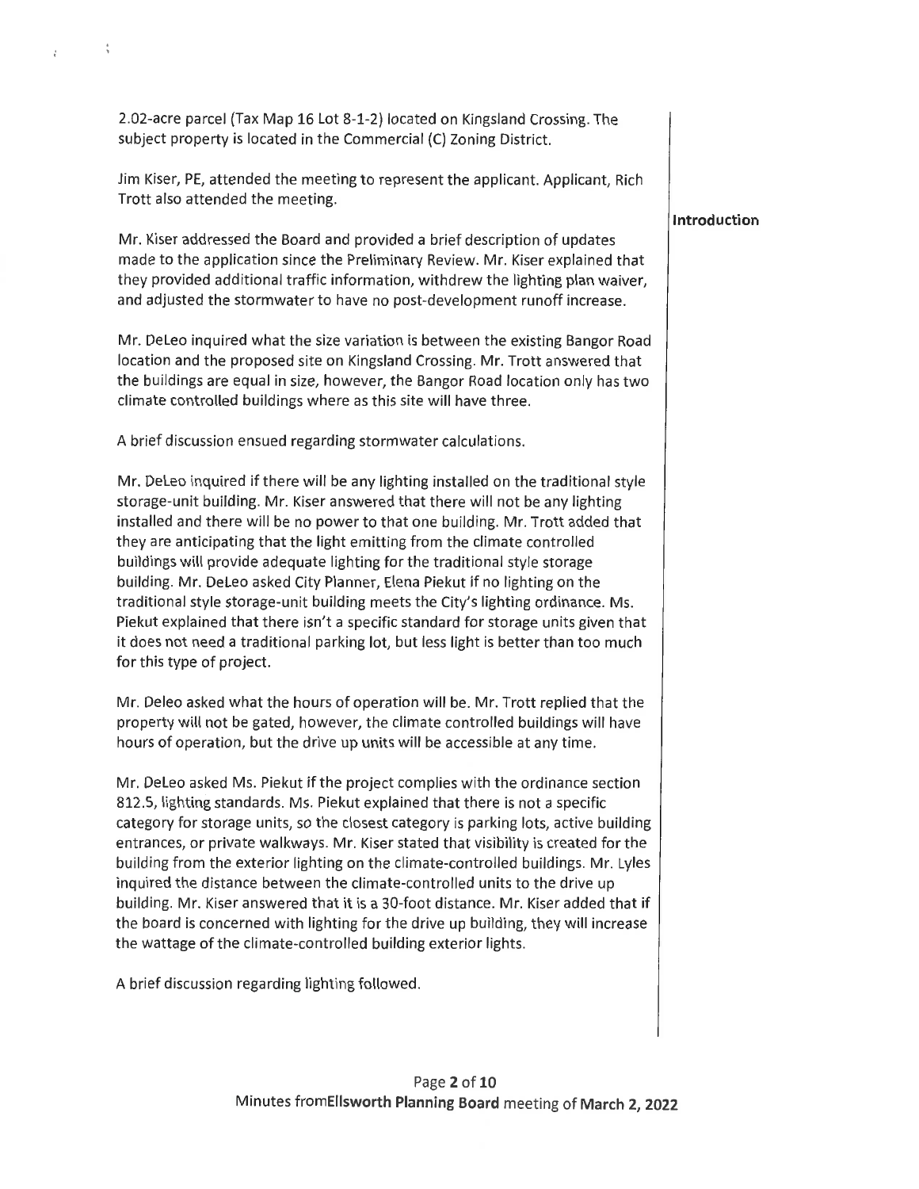2.02-acre parcel (Tax Map 16 Lot 8-1-2) located on Kingsland Crossing. The subject property is located in the Commercial (C) Zoning District.

Jim Kiser, PE, attended the meeting to represent the applicant. Applicant, Rich Trott also attended the meeting.

**Introduction**

Mr. Kiser addressed the Board and provided a brief description of updates made to the application since the Preliminary Review. Mr. Kiser explained that they provided additional traffic information, withdrew the lighting plan waiver, and adjusted the stormwater to have no post-development runoff increase.

Mr. DeLeo inquired what the size variation is between the existing Bangor Road location and the proposed site on Kingsland Crossing. Mr. Trott answered that the buildings are equal in size, however, the Bangor Road location only has two climate controlled buildings where as this site will have three.

A brief discussion ensued regarding stormwater calculations.

Mr. DeLeo inquired if there will be any lighting installed on the traditional style storage-unit building. Mr. Kiser answered that there will not be any lighting installed and there will be no power to that one building. Mr. Trott added that they are anticipating that the light emitting from the climate controlled buildings will provide adequate lighting for the traditional style storage building. Mr. DeLeo asked City Planner, Elena Piekut if no lighting on the traditional style storage-unit building meets the City's lighting ordinance. Ms. Piekut explained that there isn't a specific standard for storage units given that it does not need a traditional parking lot, but less light is better than too much for this type of project.

Mr. Deleo asked what the hours of operation will be. Mr. Trott replied that the property will not be gated, however, the climate controlled buildings will have hours of operation, but the drive up units will be accessible at any time.

Mr. DeLeo asked Ms. Piekut if the project complies with the ordinance section 812.5, lighting standards. Ms. Piekut explained that there is not a specific category for storage units, so the closest category is parking lots, active building entrances, or private walkways. Mr. Kiser stated that visibility is created for the building from the exterior lighting on the climate-controlled buildings. Mr. Lyles inquired the distance between the climate-controlled units to the drive up building. Mr. Kiser answered that it is a 30-foot distance. Mr. Kiser added that if the board is concerned with lighting for the drive up building, they will increase the wattage of the climate-controlled building exterior lights.

A brief discussion regarding lighting followed.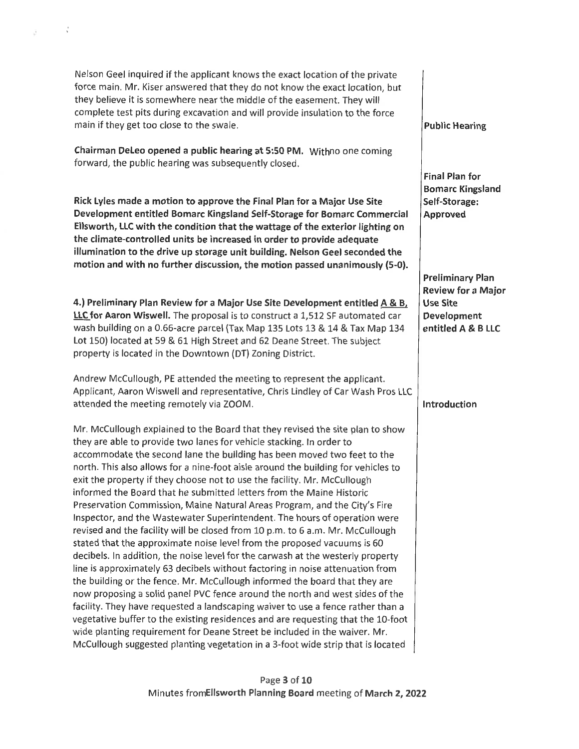Nelson Geel inquired if the applicant knows the exact location of the private force main. Mr. Kiser answered that they do not know the exact location, but they believe it is somewhere near the middle of the easement. They will complete test pits during excavation and will provide insulation to the force main if they get too close to the swale.

**Public Hearing**

**Chairman DeLeo opened a public hearing at 5:50 PM.** Withno one coming forward, the public hearing was subsequently closed.

**Final Plan for Bomarc Kingsland Self-Storage: Approved**

**Rick Lyles made a motion to approve the Final Plan for a Major Use Site Development entitled Bomarc Kingsland Self-Storage for Bomarc Commercial Ellsworth, LLC with the condition that the wattage of the exterior lighting on the climate-controlled units be increased in order to provide adequate illumination to the drive up storage unit building. Nelson Geel seconded the motion and with no further discussion, the motion passed unanimously (5-0).**

**Preliminary Plan Review for a Major Use Site Development entitled A & B LLC**

**4.) Preliminary Plan Review for a Major Use Site Development entitled <u>A & B, LLC</u> for Aaron Wiswell.** The proposal is to construct a 1,512 SF automated car wash building on a 0.66-acre parcel (Tax Map 135 Lots 13 & 14 & Tax Map 134 Lot 150) located at 59 & 61 High Street and 62 Deane Street. The subject property is located in the Downtown (DT) Zoning District.

**Introduction**

Andrew McCullough, PE attended the meeting to represent the applicant. Applicant, Aaron Wiswell and representative, Chris Lindley of Car Wash Pros LLC attended the meeting remotely via ZOOM.

Mr. McCullough explained to the Board that they revised the site plan to show they are able to provide two lanes for vehicle stacking. In order to accommodate the second lane the building has been moved two feet to the north. This also allows for a nine-foot aisle around the building for vehicles to exit the property if they choose not to use the facility. Mr. McCullough informed the Board that he submitted letters from the Maine Historic Preservation Commission, Maine Natural Areas Program, and the City's Fire Inspector, and the Wastewater Superintendent. The hours of operation were revised and the facility will be closed from 10 p.m. to 6 a.m. Mr. McCullough stated that the approximate noise level from the proposed vacuums is 60 decibels. In addition, the noise level for the carwash at the westerly property line is approximately 63 decibels without factoring in noise attenuation from the building or the fence. Mr. McCullough informed the board that they are now proposing a solid panel PVC fence around the north and west sides of the facility. They have requested a landscaping waiver to use a fence rather than a vegetative buffer to the existing residences and are requesting that the 10-foot wide planting requirement for Deane Street be included in the waiver. Mr. McCullough suggested planting vegetation in a 3-foot wide strip that is located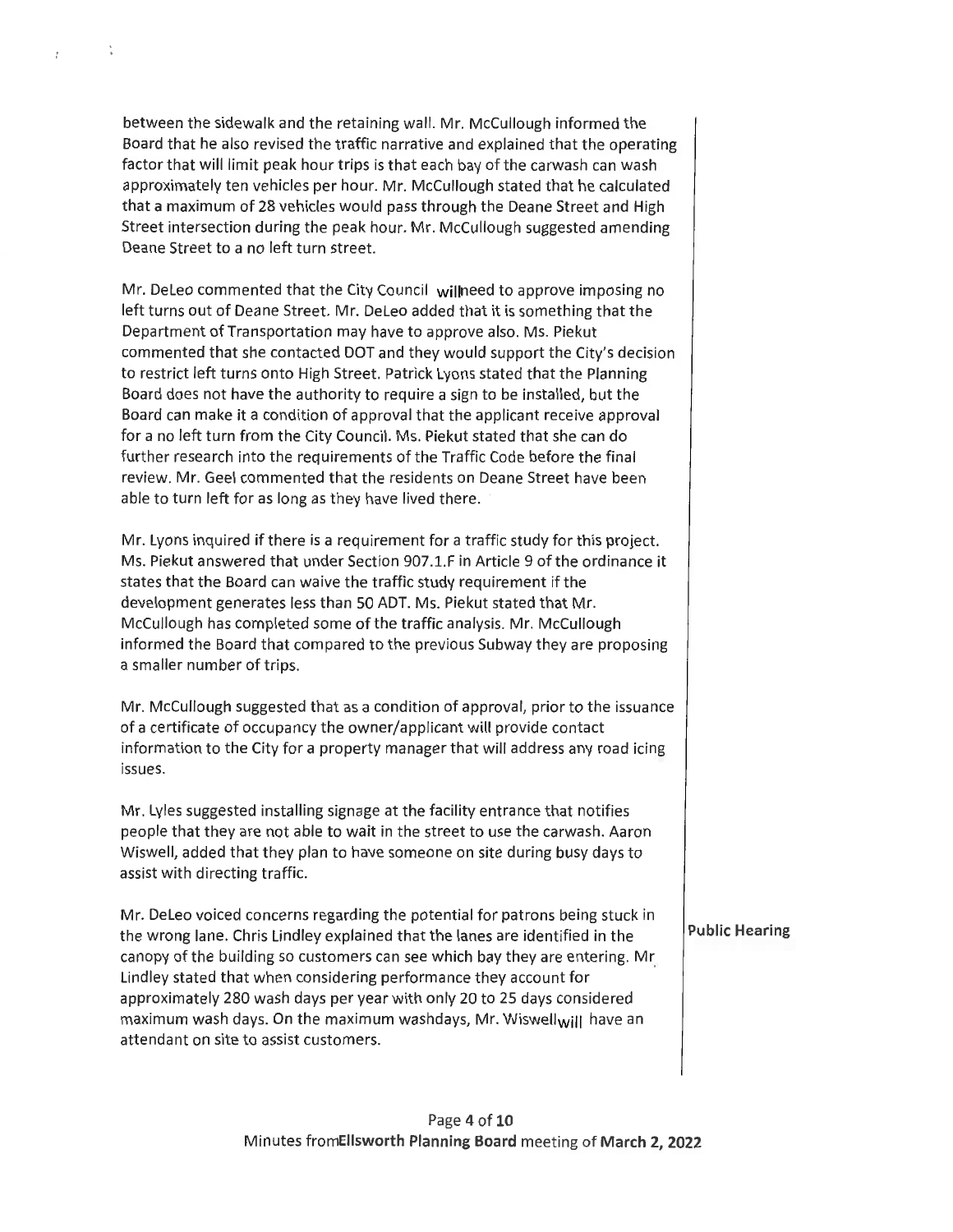between the sidewalk and the retaining wall. Mr. McCullough informed the Board that he also revised the traffic narrative and explained that the operating factor that will limit peak hour trips is that each bay of the carwash can wash approximately ten vehicles per hour. Mr. McCullough stated that he calculated that a maximum of 28 vehicles would pass through the Deane Street and High Street intersection during the peak hour. Mr. McCullough suggested amending Deane Street to a no left turn street.

Mr. DeLeo commented that the City Council will need to approve imposing no left turns out of Deane Street. Mr. DeLeo added that it is something that the Department of Transportation may have to approve also. Ms. Piekut commented that she contacted DOT and they would support the City's decision to restrict left turns onto High Street. Patrick Lyons stated that the Planning Board does not have the authority to require a sign to be installed, but the Board can make it a condition of approval that the applicant receive approval for a no left turn from the City Council. Ms. Piekut stated that she can do further research into the requirements of the Traffic Code before the final review. Mr. Geel commented that the residents on Deane Street have been able to turn left for as long as they have lived there.

Mr. Lyons inquired if there is a requirement for a traffic study for this project. Ms. Piekut answered that under Section 907.1.F in Article 9 of the ordinance it states that the Board can waive the traffic study requirement if the development generates less than 50 ADT. Ms. Piekut stated that Mr. McCullough has completed some of the traffic analysis. Mr. McCullough informed the Board that compared to the previous Subway they are proposing a smaller number of trips.

Mr. McCullough suggested that as a condition of approval, prior to the issuance of a certificate of occupancy the owner/applicant will provide contact information to the City for a property manager that will address any road icing issues.

Mr. Lyles suggested installing signage at the facility entrance that notifies people that they are not able to wait in the street to use the carwash. Aaron Wiswell, added that they plan to have someone on site during busy days to assist with directing traffic.

Mr. DeLeo voiced concerns regarding the potential for patrons being stuck in the wrong lane. Chris Lindley explained that the lanes are identified in the canopy of the building so customers can see which bay they are entering. Mr Lindley stated that when considering performance they account for approximately 280 wash days per year with only 20 to 25 days considered maximum wash days. On the maximum washdays, Mr. Wiswell will have an attendant on site to assist customers.

**Public Hearing**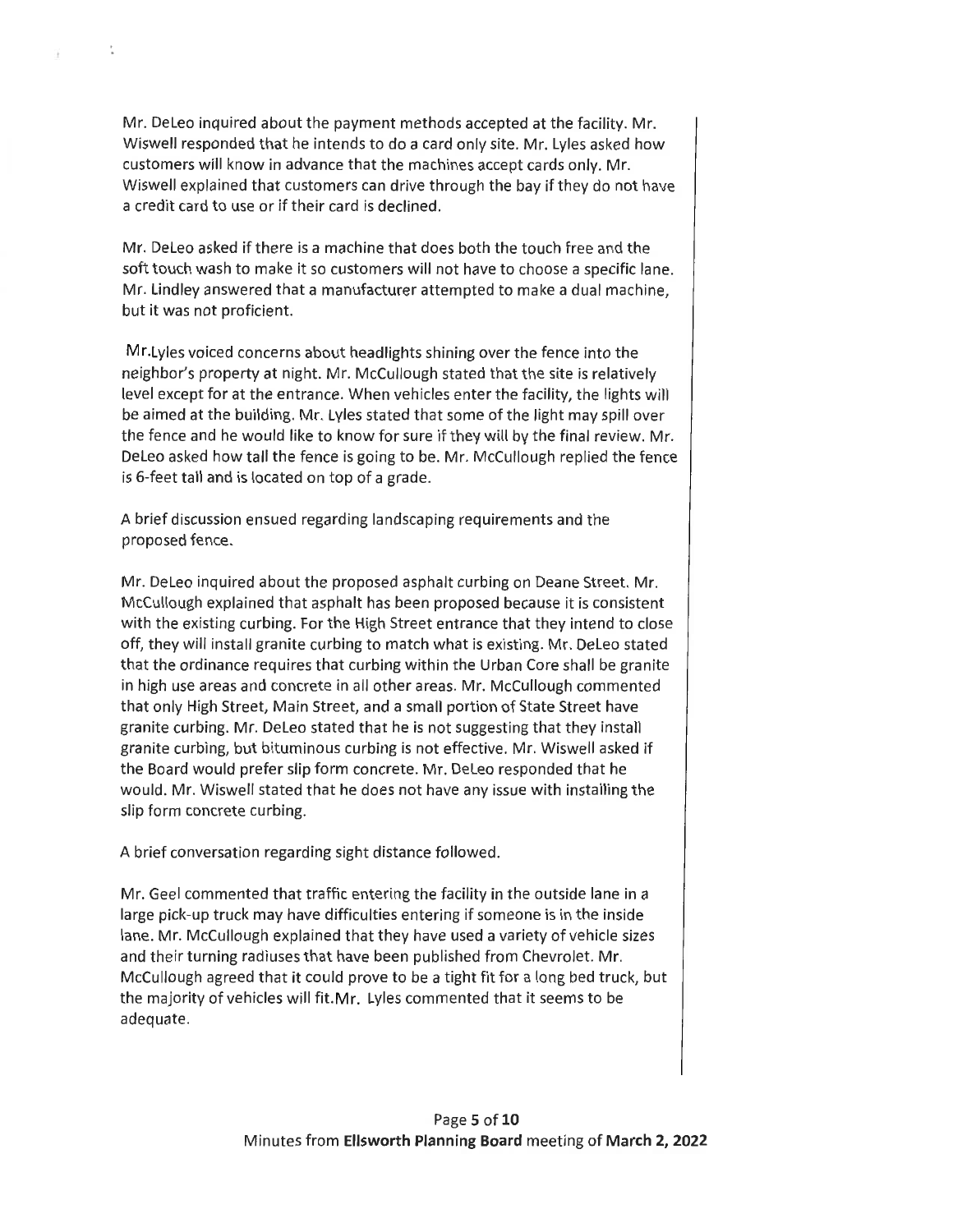Mr. DeLeo inquired about the payment methods accepted at the facility. Mr. Wiswell responded that he intends to do a card only site. Mr. Lyles asked how customers will know in advance that the machines accept cards only. Mr. Wiswell explained that customers can drive through the bay if they do not have a credit card to use or if their card is declined.

Mr. DeLeo asked if there is a machine that does both the touch free and the soft touch wash to make it so customers will not have to choose a specific lane. Mr. Lindley answered that a manufacturer attempted to make a dual machine, but it was not proficient.

Mr.Lyles voiced concerns about headlights shining over the fence into the neighbor's property at night. Mr. McCullough stated that the site is relatively level except for at the entrance. When vehicles enter the facility, the lights will be aimed at the building. Mr. Lyles stated that some of the light may spill over the fence and he would like to know for sure if they will by the final review. Mr. DeLeo asked how tall the fence is going to be. Mr. McCullough replied the fence is 6-feet tall and is located on top of a grade.

A brief discussion ensued regarding landscaping requirements and the proposed fence.

Mr. DeLeo inquired about the proposed asphalt curbing on Deane Street. Mr. McCullough explained that asphalt has been proposed because it is consistent with the existing curbing. For the High Street entrance that they intend to close off, they will install granite curbing to match what is existing. Mr. DeLeo stated that the ordinance requires that curbing within the Urban Core shall be granite in high use areas and concrete in all other areas. Mr. McCullough commented that only High Street, Main Street, and a small portion of State Street have granite curbing. Mr. DeLeo stated that he is not suggesting that they install granite curbing, but bituminous curbing is not effective. Mr. Wiswell asked if the Board would prefer slip form concrete. Mr. DeLeo responded that he would. Mr. Wiswell stated that he does not have any issue with installing the slip form concrete curbing.

A brief conversation regarding sight distance followed.

Mr. Geel commented that traffic entering the facility in the outside lane in a large pick-up truck may have difficulties entering if someone is in the inside lane. Mr. McCullough explained that they have used a variety of vehicle sizes and their turning radiuses that have been published from Chevrolet. Mr. McCullough agreed that it could prove to be a tight fit for a long bed truck, but the majority of vehicles will fit.Mr. Lyles commented that it seems to be adequate.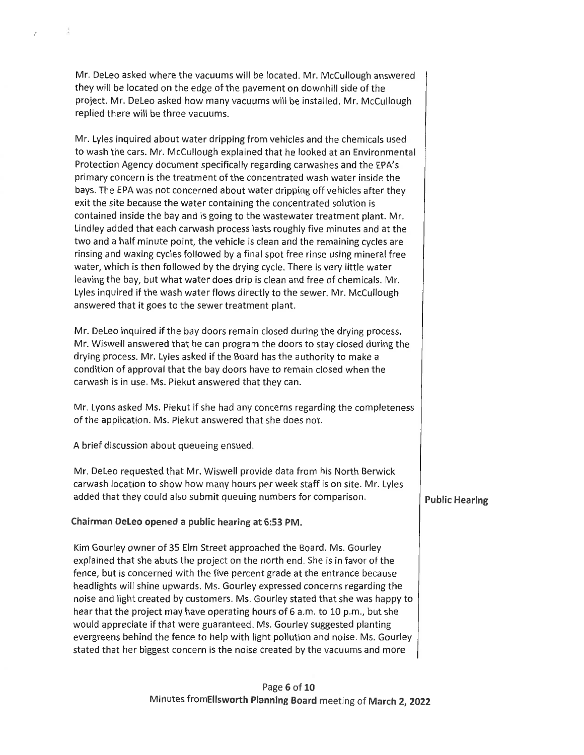Mr. DeLeo asked where the vacuums will be located. Mr. McCullough answered they will be located on the edge of the pavement on downhill side of the project. Mr. DeLeo asked how many vacuums will be installed. Mr. McCullough replied there will be three vacuums.

Mr. Lyles inquired about water dripping from vehicles and the chemicals used to wash the cars. Mr. McCullough explained that he looked at an Environmental Protection Agency document specifically regarding carwashes and the EPA's primary concern is the treatment of the concentrated wash water inside the bays. The EPA was not concerned about water dripping off vehicles after they exit the site because the water containing the concentrated solution is contained inside the bay and is going to the wastewater treatment plant. Mr. Lindley added that each carwash process lasts roughly five minutes and at the two and a half minute point, the vehicle is clean and the remaining cycles are rinsing and waxing cycles followed by a final spot free rinse using mineral free water, which is then followed by the drying cycle. There is very little water leaving the bay, but what water does drip is clean and free of chemicals. Mr. Lyles inquired if the wash water flows directly to the sewer. Mr. McCullough answered that it goes to the sewer treatment plant.

Mr. DeLeo inquired if the bay doors remain closed during the drying process. Mr. Wiswell answered that he can program the doors to stay closed during the drying process. Mr. Lyles asked if the Board has the authority to make a condition of approval that the bay doors have to remain closed when the carwash is in use. Ms. Piekut answered that they can.

Mr. Lyons asked Ms. Piekut if she had any concerns regarding the completeness of the application. Ms. Piekut answered that she does not.

A brief discussion about queueing ensued.

Mr. DeLeo requested that Mr. Wiswell provide data from his North Berwick carwash location to show how many hours per week staff is on site. Mr. Lyles added that they could also submit queuing numbers for comparison.

**Public Hearing**

**Chairman DeLeo opened a public hearing at 6:53 PM.**

Kim Gourley owner of 35 Elm Street approached the Board. Ms. Gourley explained that she abuts the project on the north end. She is in favor of the fence, but is concerned with the five percent grade at the entrance because headlights will shine upwards. Ms. Gourley expressed concerns regarding the noise and light created by customers. Ms. Gourley stated that she was happy to hear that the project may have operating hours of 6 a.m. to 10 p.m., but she would appreciate if that were guaranteed. Ms. Gourley suggested planting evergreens behind the fence to help with light pollution and noise. Ms. Gourley stated that her biggest concern is the noise created by the vacuums and more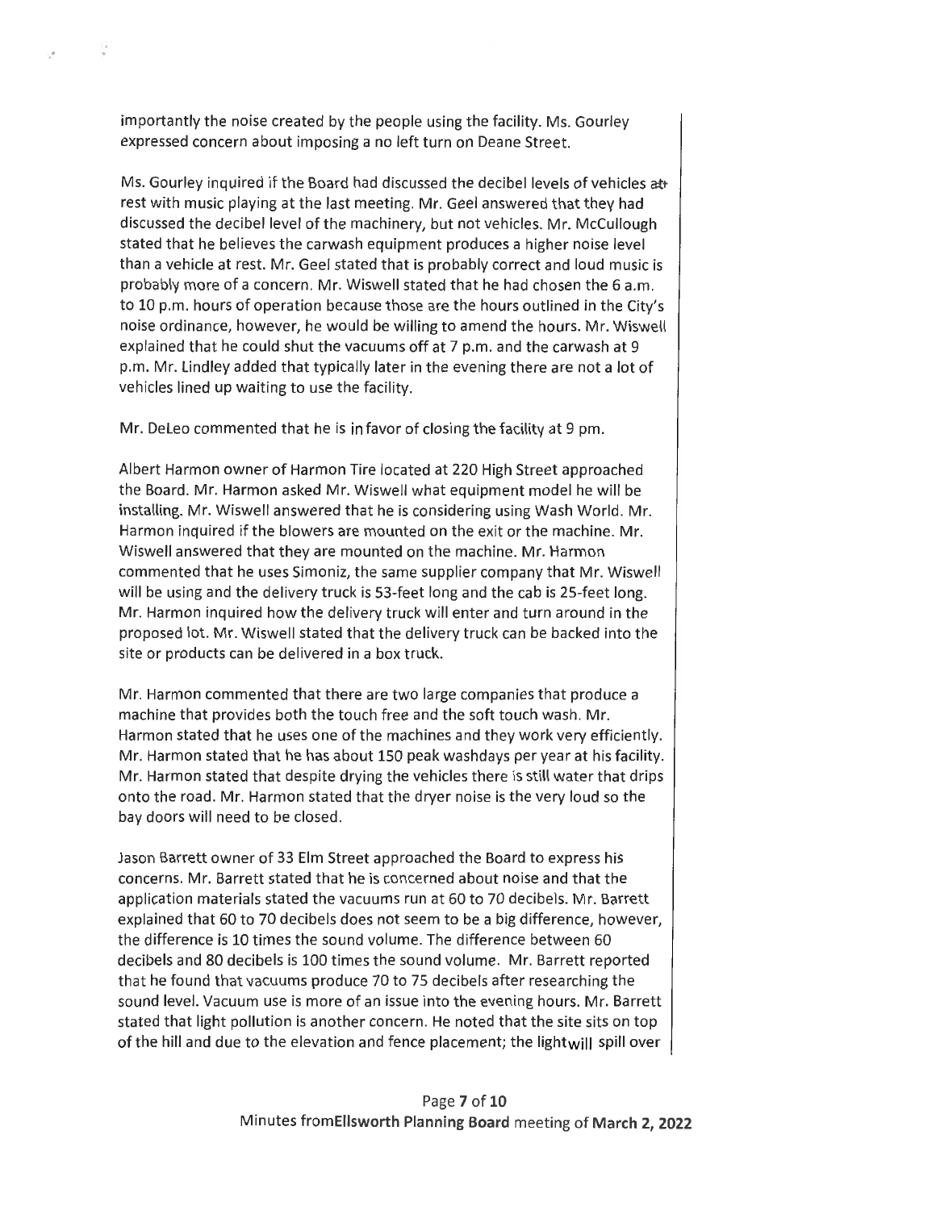importantly the noise created by the people using the facility. Ms. Gourley expressed concern about imposing a no left turn on Deane Street.

Ms. Gourley inquired if the Board had discussed the decibel levels of vehicles at rest with music playing at the last meeting. Mr. Geel answered that they had discussed the decibel level of the machinery, but not vehicles. Mr. McCullough stated that he believes the carwash equipment produces a higher noise level than a vehicle at rest. Mr. Geel stated that is probably correct and loud music is probably more of a concern. Mr. Wiswell stated that he had chosen the 6 a.m. to 10 p.m. hours of operation because those are the hours outlined in the City's noise ordinance, however, he would be willing to amend the hours. Mr. Wiswell explained that he could shut the vacuums off at 7 p.m. and the carwash at 9 p.m. Mr. Lindley added that typically later in the evening there are not a lot of vehicles lined up waiting to use the facility.

Mr. DeLeo commented that he is in favor of closing the facility at 9 pm.

Albert Harmon owner of Harmon Tire located at 220 High Street approached the Board. Mr. Harmon asked Mr. Wiswell what equipment model he will be installing. Mr. Wiswell answered that he is considering using Wash World. Mr. Harmon inquired if the blowers are mounted on the exit or the machine. Mr. Wiswell answered that they are mounted on the machine. Mr. Harmon commented that he uses Simoniz, the same supplier company that Mr. Wiswell will be using and the delivery truck is 53-feet long and the cab is 25-feet long. Mr. Harmon inquired how the delivery truck will enter and turn around in the proposed lot. Mr. Wiswell stated that the delivery truck can be backed into the site or products can be delivered in a box truck.

Mr. Harmon commented that there are two large companies that produce a machine that provides both the touch free and the soft touch wash. Mr. Harmon stated that he uses one of the machines and they work very efficiently. Mr. Harmon stated that he has about 150 peak washdays per year at his facility. Mr. Harmon stated that despite drying the vehicles there is still water that drips onto the road. Mr. Harmon stated that the dryer noise is the very loud so the bay doors will need to be closed.

Jason Barrett owner of 33 Elm Street approached the Board to express his concerns. Mr. Barrett stated that he is concerned about noise and that the application materials stated the vacuums run at 60 to 70 decibels. Mr. Barrett explained that 60 to 70 decibels does not seem to be a big difference, however, the difference is 10 times the sound volume. The difference between 60 decibels and 80 decibels is 100 times the sound volume. Mr. Barrett reported that he found that vacuums produce 70 to 75 decibels after researching the sound level. Vacuum use is more of an issue into the evening hours. Mr. Barrett stated that light pollution is another concern. He noted that the site sits on top of the hill and due to the elevation and fence placement; the light will spill over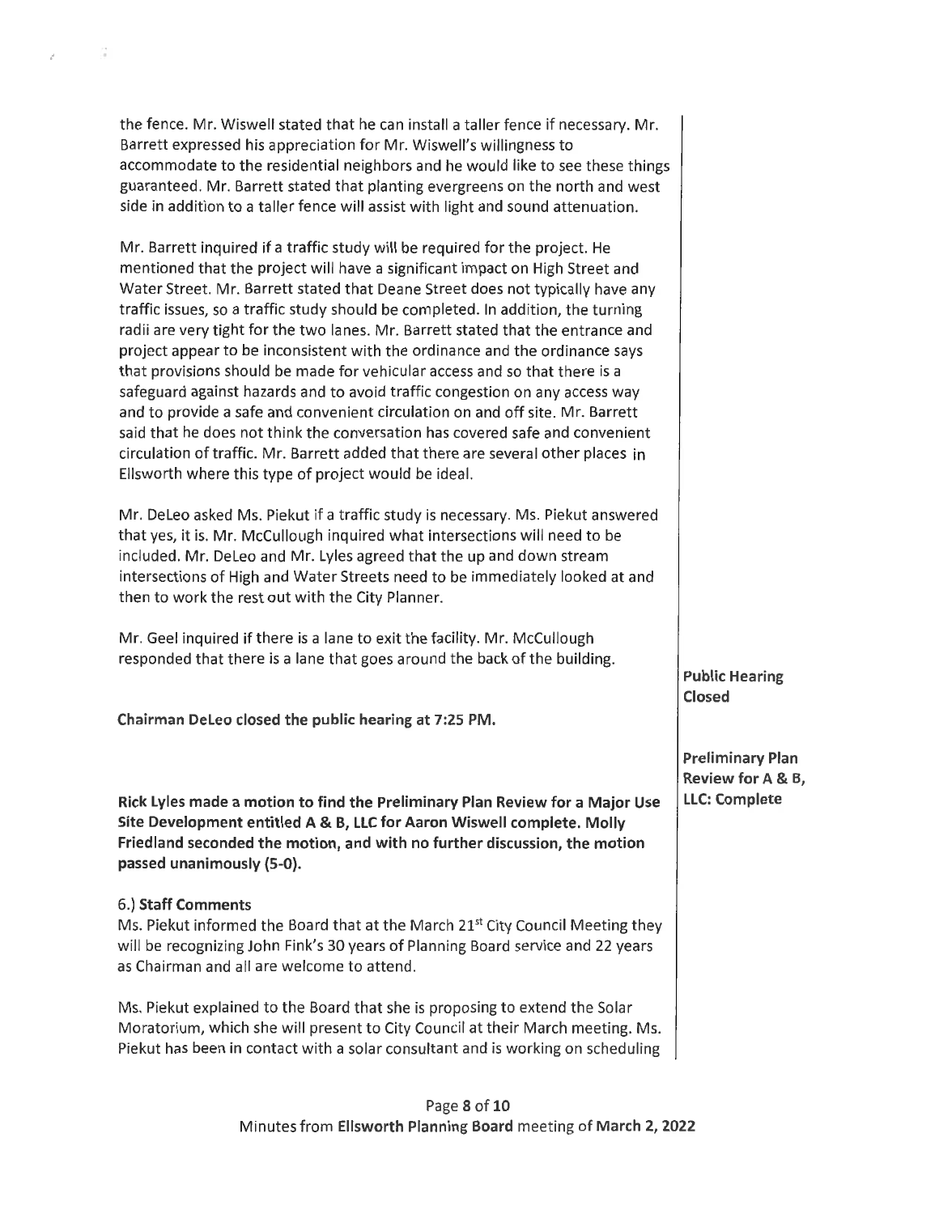the fence. Mr. Wiswell stated that he can install a taller fence if necessary. Mr. Barrett expressed his appreciation for Mr. Wiswell's willingness to accommodate to the residential neighbors and he would like to see these things guaranteed. Mr. Barrett stated that planting evergreens on the north and west side in addition to a taller fence will assist with light and sound attenuation.

Mr. Barrett inquired if a traffic study will be required for the project. He mentioned that the project will have a significant impact on High Street and Water Street. Mr. Barrett stated that Deane Street does not typically have any traffic issues, so a traffic study should be completed. In addition, the turning radii are very tight for the two lanes. Mr. Barrett stated that the entrance and project appear to be inconsistent with the ordinance and the ordinance says that provisions should be made for vehicular access and so that there is a safeguard against hazards and to avoid traffic congestion on any access way and to provide a safe and convenient circulation on and off site. Mr. Barrett said that he does not think the conversation has covered safe and convenient circulation of traffic. Mr. Barrett added that there are several other places in Ellsworth where this type of project would be ideal.

Mr. DeLeo asked Ms. Piekut if a traffic study is necessary. Ms. Piekut answered that yes, it is. Mr. McCullough inquired what intersections will need to be included. Mr. DeLeo and Mr. Lyles agreed that the up and down stream intersections of High and Water Streets need to be immediately looked at and then to work the rest out with the City Planner.

Mr. Geel inquired if there is a lane to exit the facility. Mr. McCullough responded that there is a lane that goes around the back of the building.

**Public Hearing Closed**

**Chairman DeLeo closed the public hearing at 7:25 PM.**

**Preliminary Plan Review for A & B, LLC: Complete**

**Rick Lyles made a motion to find the Preliminary Plan Review for a Major Use Site Development entitled A & B, LLC for Aaron Wiswell complete. Molly Friedland seconded the motion, and with no further discussion, the motion passed unanimously (5-0).**

6.) **Staff Comments**

Ms. Piekut informed the Board that at the March 21st City Council Meeting they will be recognizing John Fink's 30 years of Planning Board service and 22 years as Chairman and all are welcome to attend.

Ms. Piekut explained to the Board that she is proposing to extend the Solar Moratorium, which she will present to City Council at their March meeting. Ms. Piekut has been in contact with a solar consultant and is working on scheduling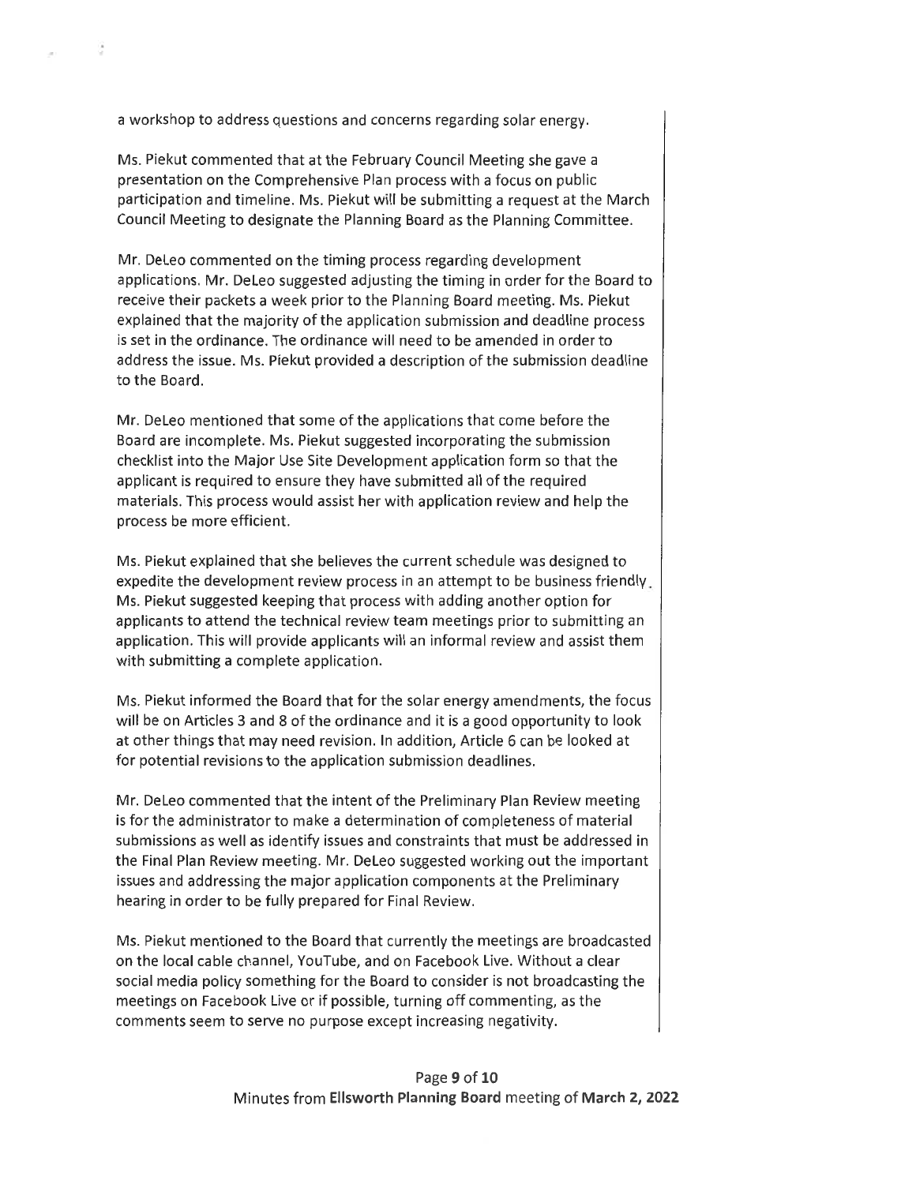a workshop to address questions and concerns regarding solar energy.

Ms. Piekut commented that at the February Council Meeting she gave a presentation on the Comprehensive Plan process with a focus on public participation and timeline. Ms. Piekut will be submitting a request at the March Council Meeting to designate the Planning Board as the Planning Committee.

Mr. DeLeo commented on the timing process regarding development applications. Mr. DeLeo suggested adjusting the timing in order for the Board to receive their packets a week prior to the Planning Board meeting. Ms. Piekut explained that the majority of the application submission and deadline process is set in the ordinance. The ordinance will need to be amended in order to address the issue. Ms. Piekut provided a description of the submission deadline to the Board.

Mr. DeLeo mentioned that some of the applications that come before the Board are incomplete. Ms. Piekut suggested incorporating the submission checklist into the Major Use Site Development application form so that the applicant is required to ensure they have submitted all of the required materials. This process would assist her with application review and help the process be more efficient.

Ms. Piekut explained that she believes the current schedule was designed to expedite the development review process in an attempt to be business friendly. Ms. Piekut suggested keeping that process with adding another option for applicants to attend the technical review team meetings prior to submitting an application. This will provide applicants will an informal review and assist them with submitting a complete application.

Ms. Piekut informed the Board that for the solar energy amendments, the focus will be on Articles 3 and 8 of the ordinance and it is a good opportunity to look at other things that may need revision. In addition, Article 6 can be looked at for potential revisions to the application submission deadlines.

Mr. DeLeo commented that the intent of the Preliminary Plan Review meeting is for the administrator to make a determination of completeness of material submissions as well as identify issues and constraints that must be addressed in the Final Plan Review meeting. Mr. DeLeo suggested working out the important issues and addressing the major application components at the Preliminary hearing in order to be fully prepared for Final Review.

Ms. Piekut mentioned to the Board that currently the meetings are broadcasted on the local cable channel, YouTube, and on Facebook Live. Without a clear social media policy something for the Board to consider is not broadcasting the meetings on Facebook Live or if possible, turning off commenting, as the comments seem to serve no purpose except increasing negativity.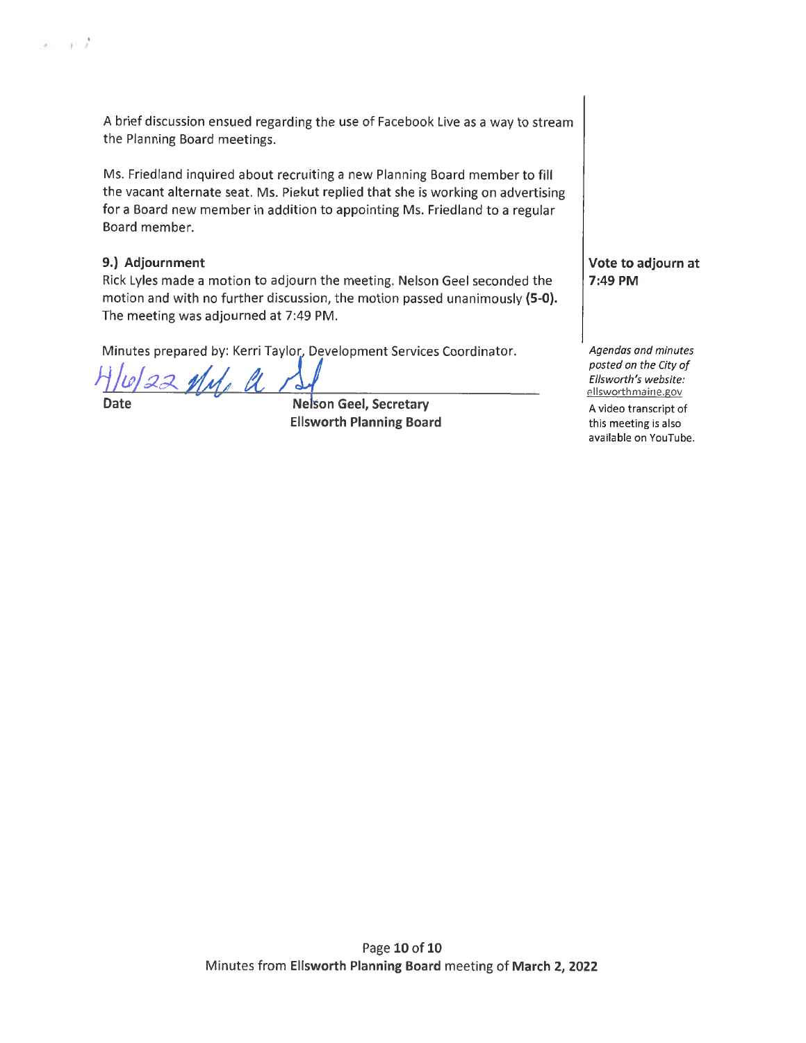A brief discussion ensued regarding the use of Facebook Live as a way to stream the Planning Board meetings.

Ms. Friedland inquired about recruiting a new Planning Board member to fill the vacant alternate seat. Ms. Piekut replied that she is working on advertising for a Board new member in addition to appointing Ms. Friedland to a regular Board member.

**9.) Adjournment**

Rick Lyles made a motion to adjourn the meeting. Nelson Geel seconded the motion and with no further discussion, the motion passed unanimously **(5-0).** The meeting was adjourned at 7:49 PM.

**Vote to adjourn at 7:49 PM**

Minutes prepared by: Kerri Taylor, Development Services Coordinator.

4/6/22

**Date**

**Nelson Geel, Secretary**
**Ellsworth Planning Board**

*Agendas and minutes posted on the City of Ellsworth's website:* ellsworthmaine.gov

A video transcript of this meeting is also available on YouTube.